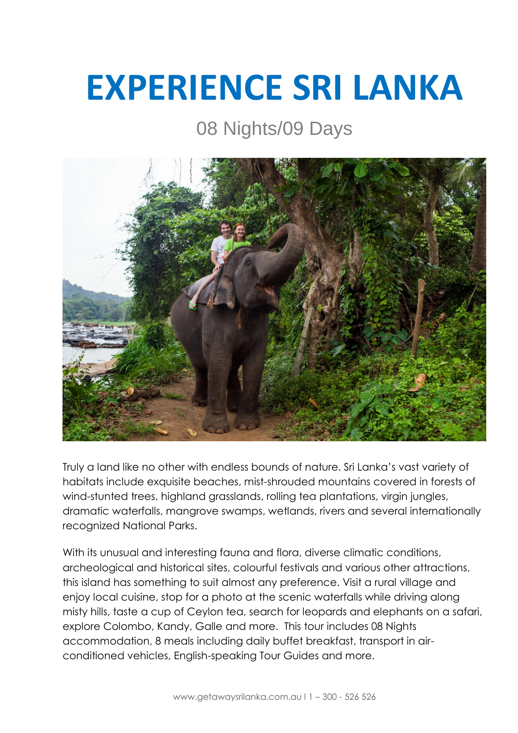# EXPERIENCE SRI LANKA

## 08 Nights/09 Days

Truly a land like no other with endless bounds of nature. Sri Lanka's vast variety of habitats include exquisite beaches, mist-shrouded mountains covered in forests of wind-stunted trees, highland grasslands, rolling tea plantations, virgin jungles, dramatic waterfalls, mangrove swamps, wetlands, rivers and several internationally recognized National Parks.

With its unusual and interesting fauna and flora, diverse climatic conditions, archeological and historical sites, colourful festivals and various other attractions, this island has something to suit almost any preference. Visit a rural village and enjoy local cuisine, stop for a photo at the scenic waterfalls while driving along misty hills, taste a cup of Ceylon tea, search for leopards and elephants on a safari, explore Colombo, Kandy, Galle and more. This tour includes 08 Nights accommodation, 8 meals including daily buffet breakfast, transport in air-conditioned vehicles, English-speaking Tour Guides and more.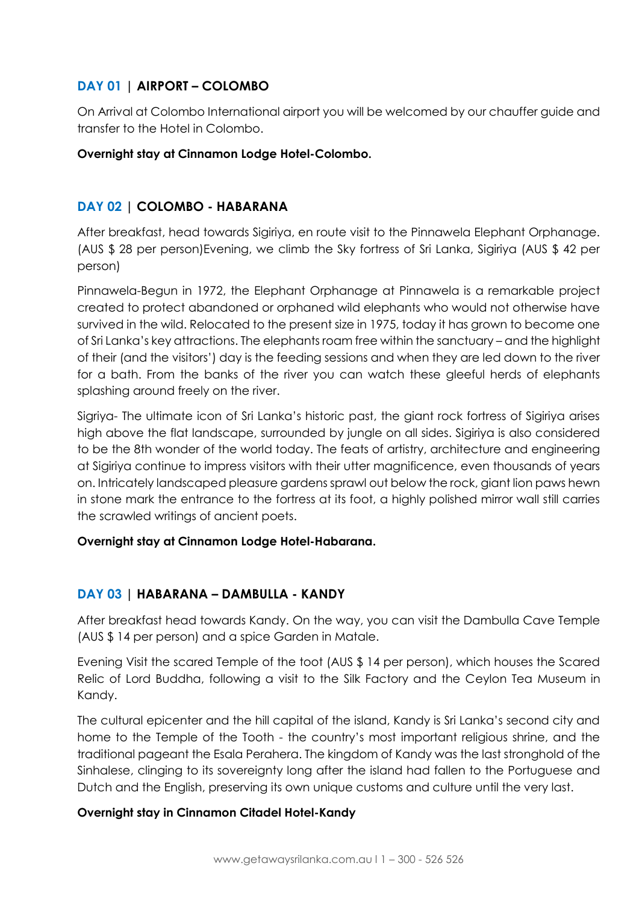## DAY 01 | AIRPORT – COLOMBO

On Arrival at Colombo International airport you will be welcomed by our chauffer guide and transfer to the Hotel in Colombo.

**Overnight stay at Cinnamon Lodge Hotel-Colombo.**

## DAY 02 | COLOMBO - HABARANA

After breakfast, head towards Sigiriya, en route visit to the Pinnawela Elephant Orphanage. (AUS $ 28 per person)Evening, we climb the Sky fortress of Sri Lanka, Sigiriya (AUS $ 42 per person)

Pinnawela-Begun in 1972, the Elephant Orphanage at Pinnawela is a remarkable project created to protect abandoned or orphaned wild elephants who would not otherwise have survived in the wild. Relocated to the present size in 1975, today it has grown to become one of Sri Lanka's key attractions. The elephants roam free within the sanctuary – and the highlight of their (and the visitors') day is the feeding sessions and when they are led down to the river for a bath. From the banks of the river you can watch these gleeful herds of elephants splashing around freely on the river.

Sigriya- The ultimate icon of Sri Lanka's historic past, the giant rock fortress of Sigiriya arises high above the flat landscape, surrounded by jungle on all sides. Sigiriya is also considered to be the 8th wonder of the world today. The feats of artistry, architecture and engineering at Sigiriya continue to impress visitors with their utter magnificence, even thousands of years on. Intricately landscaped pleasure gardens sprawl out below the rock, giant lion paws hewn in stone mark the entrance to the fortress at its foot, a highly polished mirror wall still carries the scrawled writings of ancient poets.

**Overnight stay at Cinnamon Lodge Hotel-Habarana.**

## DAY 03 | HABARANA – DAMBULLA - KANDY

After breakfast head towards Kandy. On the way, you can visit the Dambulla Cave Temple (AUS $ 14 per person) and a spice Garden in Matale.

Evening Visit the scared Temple of the toot (AUS $ 14 per person), which houses the Scared Relic of Lord Buddha, following a visit to the Silk Factory and the Ceylon Tea Museum in Kandy.

The cultural epicenter and the hill capital of the island, Kandy is Sri Lanka's second city and home to the Temple of the Tooth - the country's most important religious shrine, and the traditional pageant the Esala Perahera. The kingdom of Kandy was the last stronghold of the Sinhalese, clinging to its sovereignty long after the island had fallen to the Portuguese and Dutch and the English, preserving its own unique customs and culture until the very last.

**Overnight stay in Cinnamon Citadel Hotel-Kandy**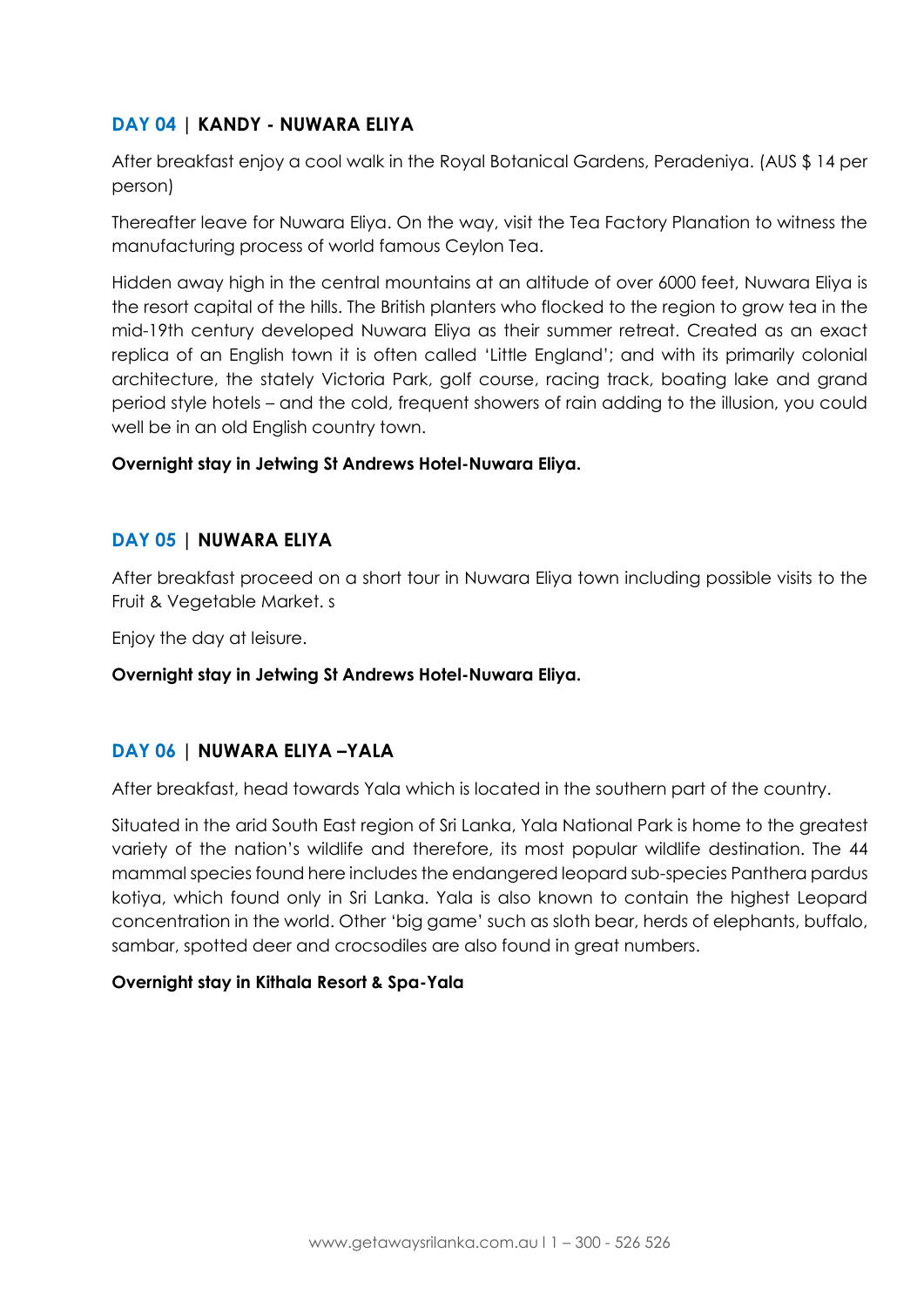## DAY 04 | KANDY - NUWARA ELIYA

After breakfast enjoy a cool walk in the Royal Botanical Gardens, Peradeniya. (AUS $ 14 per person)

Thereafter leave for Nuwara Eliya. On the way, visit the Tea Factory Planation to witness the manufacturing process of world famous Ceylon Tea.

Hidden away high in the central mountains at an altitude of over 6000 feet, Nuwara Eliya is the resort capital of the hills. The British planters who flocked to the region to grow tea in the mid-19th century developed Nuwara Eliya as their summer retreat. Created as an exact replica of an English town it is often called 'Little England'; and with its primarily colonial architecture, the stately Victoria Park, golf course, racing track, boating lake and grand period style hotels – and the cold, frequent showers of rain adding to the illusion, you could well be in an old English country town.

**Overnight stay in Jetwing St Andrews Hotel-Nuwara Eliya.**

## DAY 05 | NUWARA ELIYA

After breakfast proceed on a short tour in Nuwara Eliya town including possible visits to the Fruit & Vegetable Market. s

Enjoy the day at leisure.

**Overnight stay in Jetwing St Andrews Hotel-Nuwara Eliya.**

## DAY 06 | NUWARA ELIYA –YALA

After breakfast, head towards Yala which is located in the southern part of the country.

Situated in the arid South East region of Sri Lanka, Yala National Park is home to the greatest variety of the nation's wildlife and therefore, its most popular wildlife destination. The 44 mammal species found here includes the endangered leopard sub-species Panthera pardus kotiya, which found only in Sri Lanka. Yala is also known to contain the highest Leopard concentration in the world. Other 'big game' such as sloth bear, herds of elephants, buffalo, sambar, spotted deer and crocsodiles are also found in great numbers.

**Overnight stay in Kithala Resort & Spa-Yala**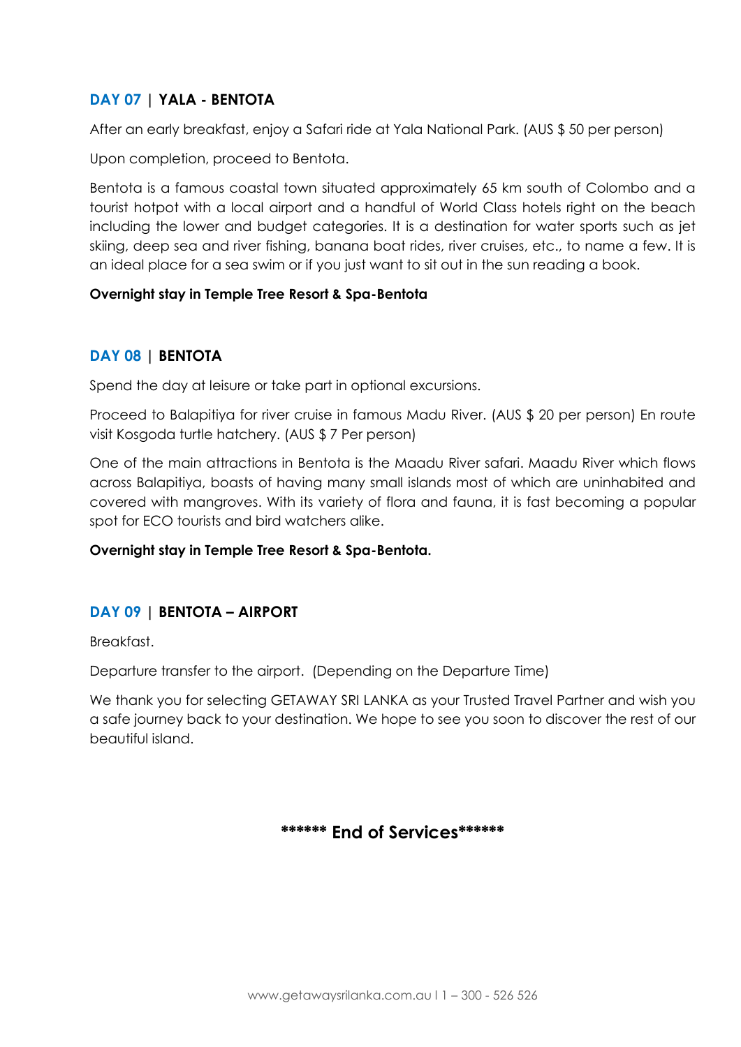## DAY 07 | YALA - BENTOTA

After an early breakfast, enjoy a Safari ride at Yala National Park. (AUS $ 50 per person)

Upon completion, proceed to Bentota.

Bentota is a famous coastal town situated approximately 65 km south of Colombo and a tourist hotpot with a local airport and a handful of World Class hotels right on the beach including the lower and budget categories. It is a destination for water sports such as jet skiing, deep sea and river fishing, banana boat rides, river cruises, etc., to name a few. It is an ideal place for a sea swim or if you just want to sit out in the sun reading a book.

**Overnight stay in Temple Tree Resort & Spa-Bentota**

## DAY 08 | BENTOTA

Spend the day at leisure or take part in optional excursions.

Proceed to Balapitiya for river cruise in famous Madu River. (AUS $ 20 per person) En route visit Kosgoda turtle hatchery. (AUS $ 7 Per person)

One of the main attractions in Bentota is the Maadu River safari. Maadu River which flows across Balapitiya, boasts of having many small islands most of which are uninhabited and covered with mangroves. With its variety of flora and fauna, it is fast becoming a popular spot for ECO tourists and bird watchers alike.

**Overnight stay in Temple Tree Resort & Spa-Bentota.**

## DAY 09 | BENTOTA – AIRPORT

Breakfast.

Departure transfer to the airport. (Depending on the Departure Time)

We thank you for selecting GETAWAY SRI LANKA as your Trusted Travel Partner and wish you a safe journey back to your destination. We hope to see you soon to discover the rest of our beautiful island.

**\*\*\*\*\*\* End of Services\*\*\*\*\*\***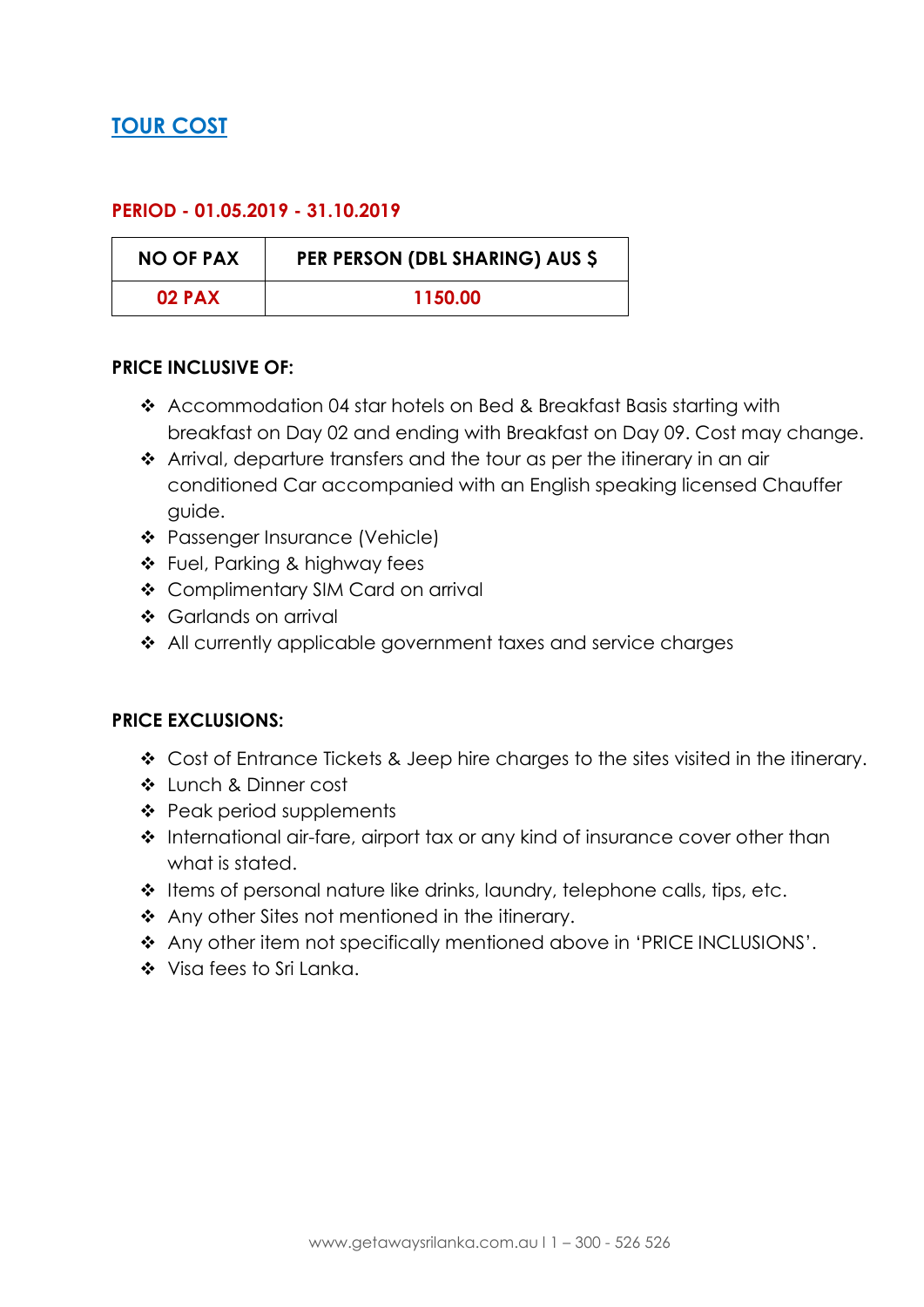## TOUR COST

**PERIOD - 01.05.2019 - 31.10.2019**

| NO OF PAX | PER PERSON (DBL SHARING) AUS $ |
|---|---|
| 02 PAX | 1150.00 |

**PRICE INCLUSIVE OF:**

- ❖ Accommodation 04 star hotels on Bed & Breakfast Basis starting with breakfast on Day 02 and ending with Breakfast on Day 09. Cost may change.
- ❖ Arrival, departure transfers and the tour as per the itinerary in an air conditioned Car accompanied with an English speaking licensed Chauffer guide.
- ❖ Passenger Insurance (Vehicle)
- ❖ Fuel, Parking & highway fees
- ❖ Complimentary SIM Card on arrival
- ❖ Garlands on arrival
- ❖ All currently applicable government taxes and service charges

**PRICE EXCLUSIONS:**

- ❖ Cost of Entrance Tickets & Jeep hire charges to the sites visited in the itinerary.
- ❖ Lunch & Dinner cost
- ❖ Peak period supplements
- ❖ International air-fare, airport tax or any kind of insurance cover other than what is stated.
- ❖ Items of personal nature like drinks, laundry, telephone calls, tips, etc.
- ❖ Any other Sites not mentioned in the itinerary.
- ❖ Any other item not specifically mentioned above in 'PRICE INCLUSIONS'.
- ❖ Visa fees to Sri Lanka.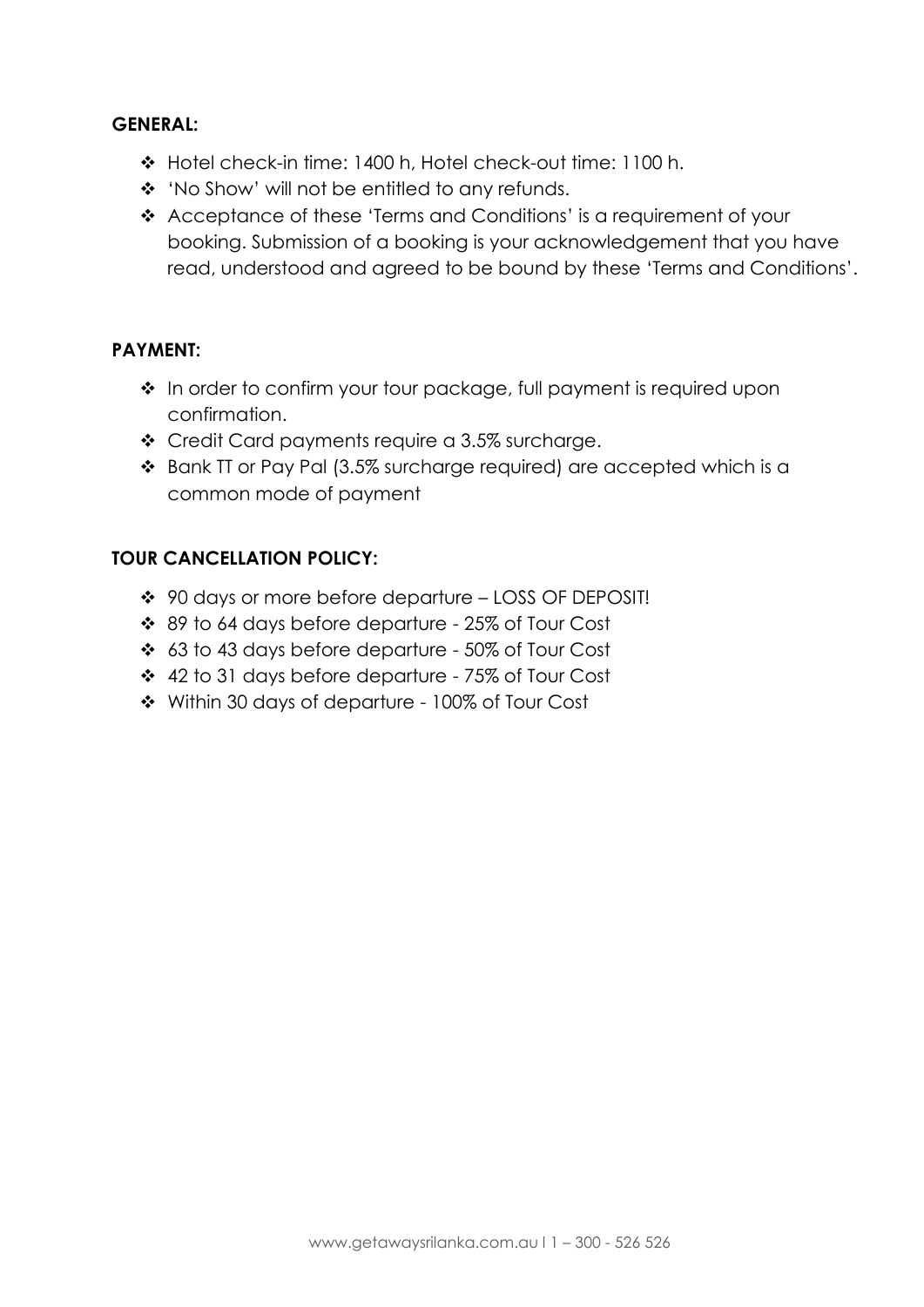**GENERAL:**

- Hotel check-in time: 1400 h, Hotel check-out time: 1100 h.
- 'No Show' will not be entitled to any refunds.
- Acceptance of these 'Terms and Conditions' is a requirement of your booking. Submission of a booking is your acknowledgement that you have read, understood and agreed to be bound by these 'Terms and Conditions'.

**PAYMENT:**

- In order to confirm your tour package, full payment is required upon confirmation.
- Credit Card payments require a 3.5% surcharge.
- Bank TT or Pay Pal (3.5% surcharge required) are accepted which is a common mode of payment

**TOUR CANCELLATION POLICY:**

- 90 days or more before departure – LOSS OF DEPOSIT!
- 89 to 64 days before departure - 25% of Tour Cost
- 63 to 43 days before departure - 50% of Tour Cost
- 42 to 31 days before departure - 75% of Tour Cost
- Within 30 days of departure - 100% of Tour Cost